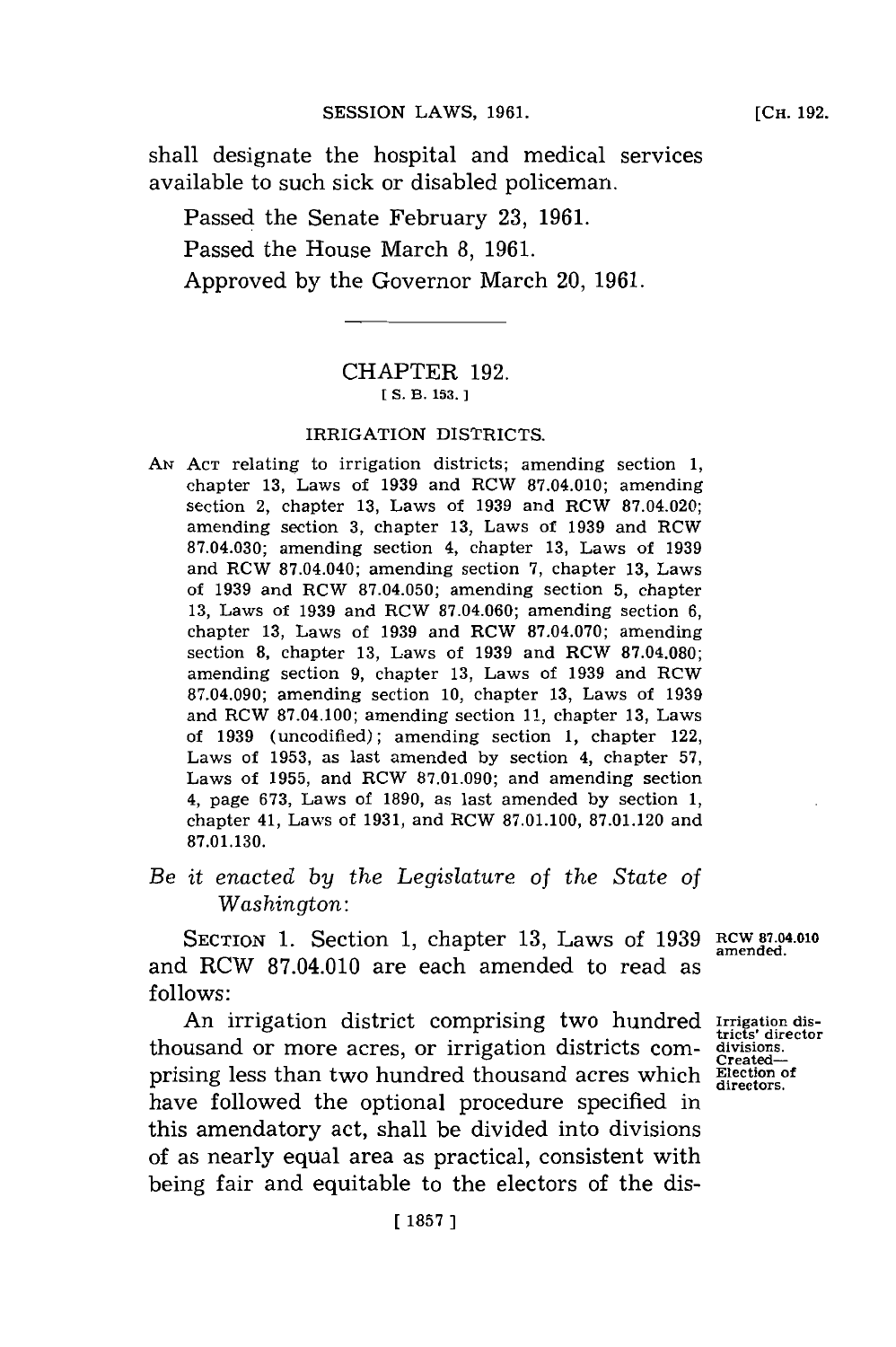shall designate the hospital and medical services available to such sick or disabled policeman.

Passed the Senate February 23, 1961.

Passed the House March 8, 1961.

Approved by the Governor March 20, 1961.

## CHAPTER 192.

[S. B. 153.]

### IRRIGATION DISTRICTS.

AN ACT relating to irrigation districts; amending section 1, chapter 13, Laws of 1939 and RCW 87.04.010; amending section 2, chapter 13, Laws of 1939 and RCW 87.04.020; amending section 3, chapter 13, Laws of 1939 and RCW 87.04.030; amending section 4, chapter 13, Laws of 1939 and RCW 87.04.040; amending section 7, chapter 13, Laws of 1939 and RCW 87.04.050; amending section 5, chapter 13, Laws of 1939 and RCW 87.04.060; amending section 6, chapter 13, Laws of 1939 and RCW 87.04.070; amending section 8, chapter 13, Laws of 1939 and RCW 87.04.080; amending section 9, chapter 13, Laws of 1939 and RCW 87.04.090; amending section 10, chapter 13, Laws of 1939 and RCW 87.04.100; amending section 11, chapter 13, Laws of 1939 (uncodified); amending section 1, chapter 122, Laws of 1953, as last amended by section 4, chapter 57, Laws of 1955, and RCW 87.01.090; and amending section 4, page 673, Laws of 1890, as last amended by section 1, chapter 41, Laws of 1931, and RCW 87.01.100, 87.01.120 and 87.01.130.

*Be it enacted by the Legislature of the State of Washington:*

SECTION 1. Section 1, chapter 13, Laws of 1939 and RCW 87.04.010 are each amended to read as follows:

RCW 87.04.010 amended.

An irrigation district comprising two hundred thousand or more acres, or irrigation districts comprising less than two hundred thousand acres which have followed the optional procedure specified in this amendatory act, shall be divided into divisions of as nearly equal area as practical, consistent with being fair and equitable to the electors of the dis-

Irrigation districts' director divisions. Created—Election of directors.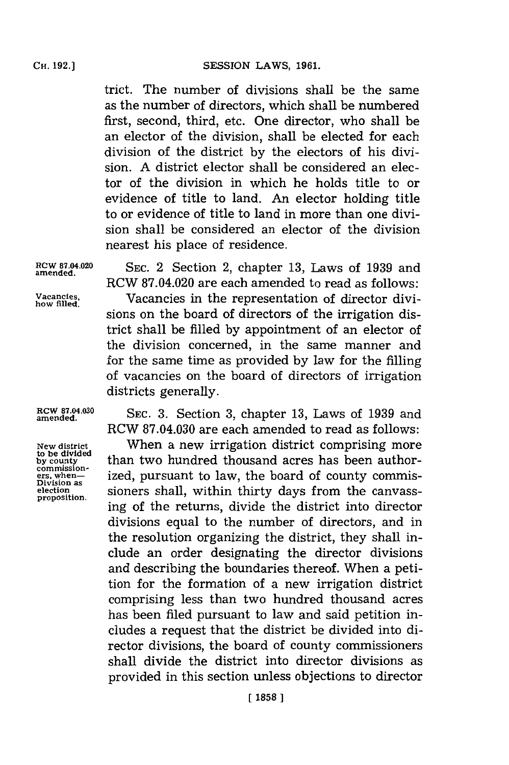trict. The number of divisions shall be the same as the number of directors, which shall be numbered first, second, third, etc. One director, who shall be an elector of the division, shall be elected for each division of the district by the electors of his division. A district elector shall be considered an elector of the division in which he holds title to or evidence of title to land. An elector holding title to or evidence of title to land in more than one division shall be considered an elector of the division nearest his place of residence.

RCW 87.04.020 amended.

SEC. 2 Section 2, chapter 13, Laws of 1939 and RCW 87.04.020 are each amended to read as follows:

Vacancies, how filled.

Vacancies in the representation of director divisions on the board of directors of the irrigation district shall be filled by appointment of an elector of the division concerned, in the same manner and for the same time as provided by law for the filling of vacancies on the board of directors of irrigation districts generally.

RCW 87.04.030 amended.

SEC. 3. Section 3, chapter 13, Laws of 1939 and RCW 87.04.030 are each amended to read as follows:

New district to be divided by county commissioners, when—Division as election proposition.

When a new irrigation district comprising more than two hundred thousand acres has been authorized, pursuant to law, the board of county commissioners shall, within thirty days from the canvassing of the returns, divide the district into director divisions equal to the number of directors, and in the resolution organizing the district, they shall include an order designating the director divisions and describing the boundaries thereof. When a petition for the formation of a new irrigation district comprising less than two hundred thousand acres has been filed pursuant to law and said petition includes a request that the district be divided into director divisions, the board of county commissioners shall divide the district into director divisions as provided in this section unless objections to director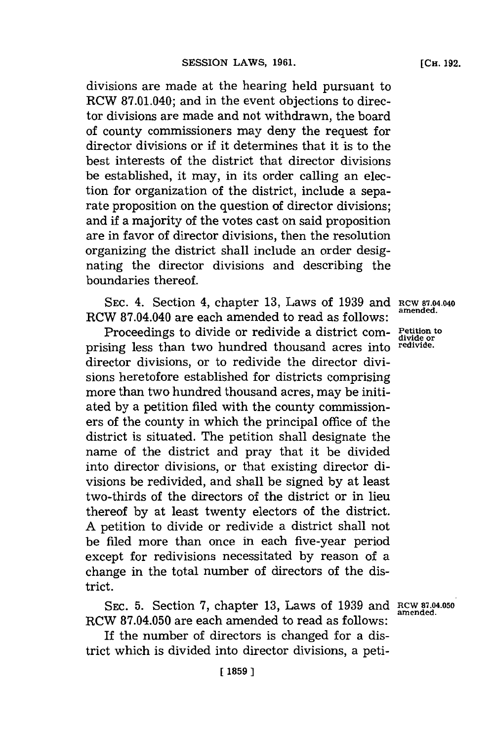divisions are made at the hearing held pursuant to RCW 87.01.040; and in the event objections to director divisions are made and not withdrawn, the board of county commissioners may deny the request for director divisions or if it determines that it is to the best interests of the district that director divisions be established, it may, in its order calling an election for organization of the district, include a separate proposition on the question of director divisions; and if a majority of the votes cast on said proposition are in favor of director divisions, then the resolution organizing the district shall include an order designating the director divisions and describing the boundaries thereof.

RCW 87.04.040 amended.

SEC. 4. Section 4, chapter 13, Laws of 1939 and RCW 87.04.040 are each amended to read as follows:

Petition to divide or redivide.

Proceedings to divide or redivide a district comprising less than two hundred thousand acres into director divisions, or to redivide the director divisions heretofore established for districts comprising more than two hundred thousand acres, may be initiated by a petition filed with the county commissioners of the county in which the principal office of the district is situated. The petition shall designate the name of the district and pray that it be divided into director divisions, or that existing director divisions be redivided, and shall be signed by at least two-thirds of the directors of the district or in lieu thereof by at least twenty electors of the district. A petition to divide or redivide a district shall not be filed more than once in each five-year period except for redivisions necessitated by reason of a change in the total number of directors of the district.

RCW 87.04.050 amended.

SEC. 5. Section 7, chapter 13, Laws of 1939 and RCW 87.04.050 are each amended to read as follows:

If the number of directors is changed for a district which is divided into director divisions, a peti-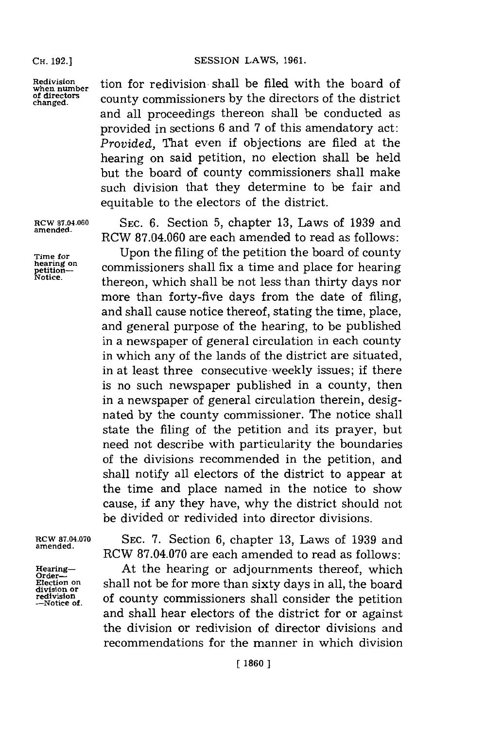tion for redivision shall be filed with the board of county commissioners by the directors of the district and all proceedings thereon shall be conducted as provided in sections 6 and 7 of this amendatory act: *Provided,* That even if objections are filed at the hearing on said petition, no election shall be held but the board of county commissioners shall make such division that they determine to be fair and equitable to the electors of the district.

Redivision when number of directors changed.

SEC. 6. Section 5, chapter 13, Laws of 1939 and RCW 87.04.060 are each amended to read as follows:

RCW 87.04.060 amended.

Upon the filing of the petition the board of county commissioners shall fix a time and place for hearing thereon, which shall be not less than thirty days nor more than forty-five days from the date of filing, and shall cause notice thereof, stating the time, place, and general purpose of the hearing, to be published in a newspaper of general circulation in each county in which any of the lands of the district are situated, in at least three consecutive weekly issues; if there is no such newspaper published in a county, then in a newspaper of general circulation therein, designated by the county commissioner. The notice shall state the filing of the petition and its prayer, but need not describe with particularity the boundaries of the divisions recommended in the petition, and shall notify all electors of the district to appear at the time and place named in the notice to show cause, if any they have, why the district should not be divided or redivided into director divisions.

Time for hearing on petition—Notice.

SEC. 7. Section 6, chapter 13, Laws of 1939 and RCW 87.04.070 are each amended to read as follows:

RCW 87.04.070 amended.

At the hearing or adjournments thereof, which shall not be for more than sixty days in all, the board of county commissioners shall consider the petition and shall hear electors of the district for or against the division or redivision of director divisions and recommendations for the manner in which division

Hearing—Order—Election on division or redivision—Notice of.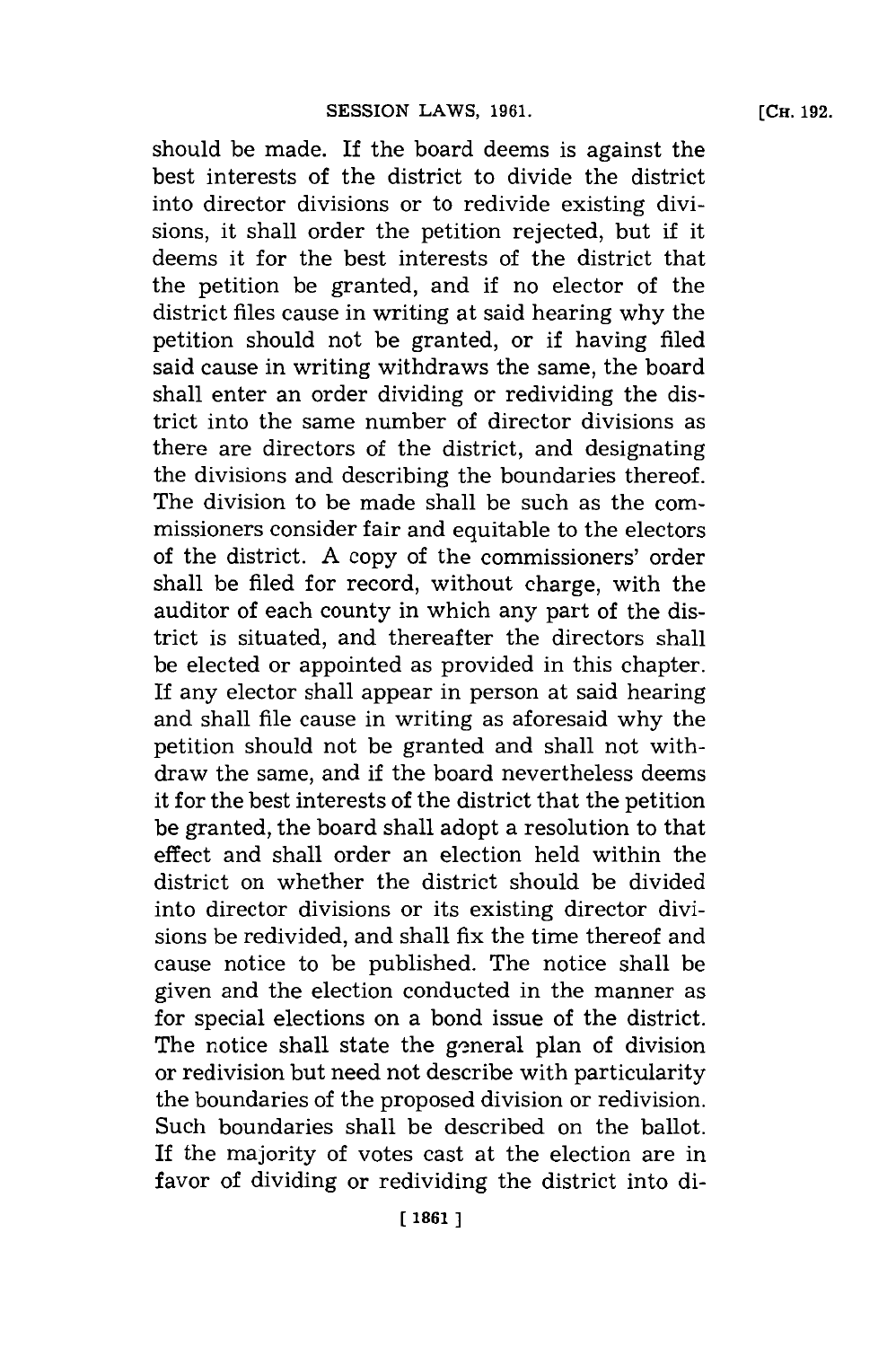should be made. If the board deems is against the best interests of the district to divide the district into director divisions or to redivide existing divisions, it shall order the petition rejected, but if it deems it for the best interests of the district that the petition be granted, and if no elector of the district files cause in writing at said hearing why the petition should not be granted, or if having filed said cause in writing withdraws the same, the board shall enter an order dividing or redividing the district into the same number of director divisions as there are directors of the district, and designating the divisions and describing the boundaries thereof. The division to be made shall be such as the commissioners consider fair and equitable to the electors of the district. A copy of the commissioners' order shall be filed for record, without charge, with the auditor of each county in which any part of the district is situated, and thereafter the directors shall be elected or appointed as provided in this chapter. If any elector shall appear in person at said hearing and shall file cause in writing as aforesaid why the petition should not be granted and shall not withdraw the same, and if the board nevertheless deems it for the best interests of the district that the petition be granted, the board shall adopt a resolution to that effect and shall order an election held within the district on whether the district should be divided into director divisions or its existing director divisions be redivided, and shall fix the time thereof and cause notice to be published. The notice shall be given and the election conducted in the manner as for special elections on a bond issue of the district. The notice shall state the general plan of division or redivision but need not describe with particularity the boundaries of the proposed division or redivision. Such boundaries shall be described on the ballot. If the majority of votes cast at the election are in favor of dividing or redividing the district into di-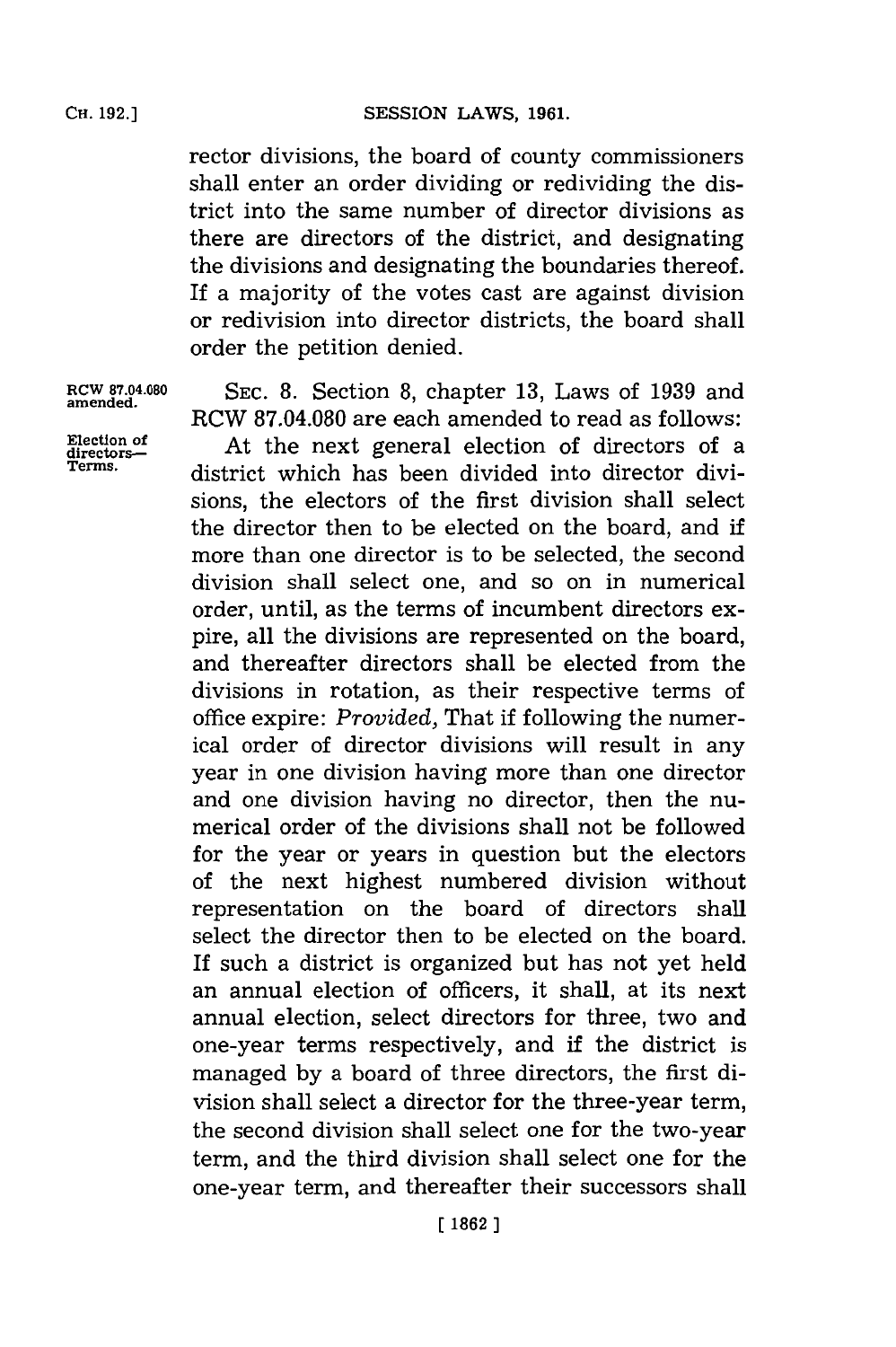rector divisions, the board of county commissioners shall enter an order dividing or redividing the district into the same number of director divisions as there are directors of the district, and designating the divisions and designating the boundaries thereof. If a majority of the votes cast are against division or redivision into director districts, the board shall order the petition denied.

RCW 87.04.080 amended.

SEC. 8. Section 8, chapter 13, Laws of 1939 and RCW 87.04.080 are each amended to read as follows:

Election of directors—Terms.

At the next general election of directors of a district which has been divided into director divisions, the electors of the first division shall select the director then to be elected on the board, and if more than one director is to be selected, the second division shall select one, and so on in numerical order, until, as the terms of incumbent directors expire, all the divisions are represented on the board, and thereafter directors shall be elected from the divisions in rotation, as their respective terms of office expire: *Provided,* That if following the numerical order of director divisions will result in any year in one division having more than one director and one division having no director, then the numerical order of the divisions shall not be followed for the year or years in question but the electors of the next highest numbered division without representation on the board of directors shall select the director then to be elected on the board. If such a district is organized but has not yet held an annual election of officers, it shall, at its next annual election, select directors for three, two and one-year terms respectively, and if the district is managed by a board of three directors, the first division shall select a director for the three-year term, the second division shall select one for the two-year term, and the third division shall select one for the one-year term, and thereafter their successors shall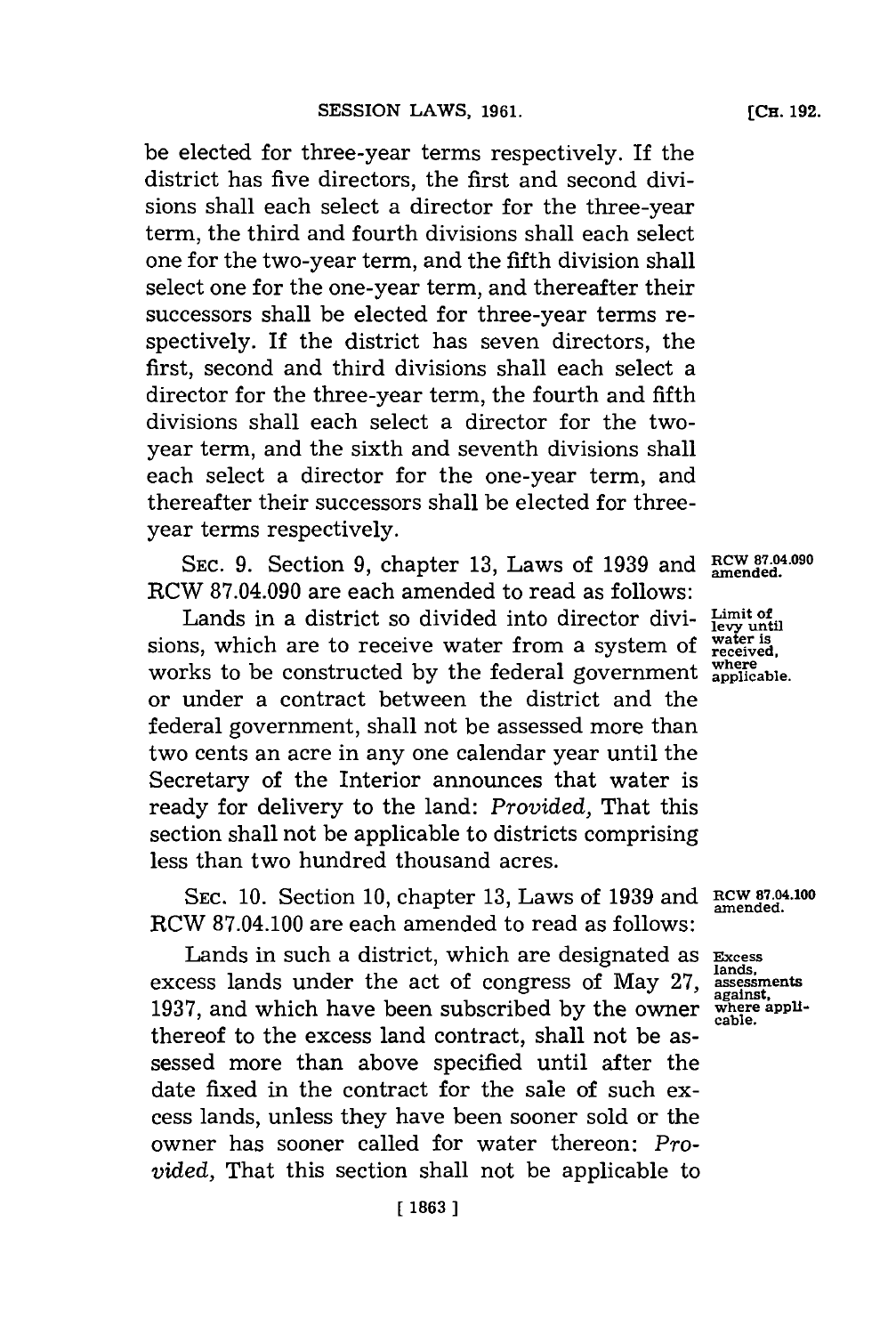be elected for three-year terms respectively. If the district has five directors, the first and second divisions shall each select a director for the three-year term, the third and fourth divisions shall each select one for the two-year term, and the fifth division shall select one for the one-year term, and thereafter their successors shall be elected for three-year terms respectively. If the district has seven directors, the first, second and third divisions shall each select a director for the three-year term, the fourth and fifth divisions shall each select a director for the two-year term, and the sixth and seventh divisions shall each select a director for the one-year term, and thereafter their successors shall be elected for three-year terms respectively.

SEC. 9. Section 9, chapter 13, Laws of 1939 and RCW 87.04.090 are each amended to read as follows:

RCW 87.04.090 amended.

Limit of levy until water is received, where applicable.

Lands in a district so divided into director divisions, which are to receive water from a system of works to be constructed by the federal government or under a contract between the district and the federal government, shall not be assessed more than two cents an acre in any one calendar year until the Secretary of the Interior announces that water is ready for delivery to the land: *Provided,* That this section shall not be applicable to districts comprising less than two hundred thousand acres.

SEC. 10. Section 10, chapter 13, Laws of 1939 and RCW 87.04.100 are each amended to read as follows:

RCW 87.04.100 amended.

Excess lands, assessments against, where applicable.

Lands in such a district, which are designated as excess lands under the act of congress of May 27, 1937, and which have been subscribed by the owner thereof to the excess land contract, shall not be assessed more than above specified until after the date fixed in the contract for the sale of such excess lands, unless they have been sooner sold or the owner has sooner called for water thereon: *Provided,* That this section shall not be applicable to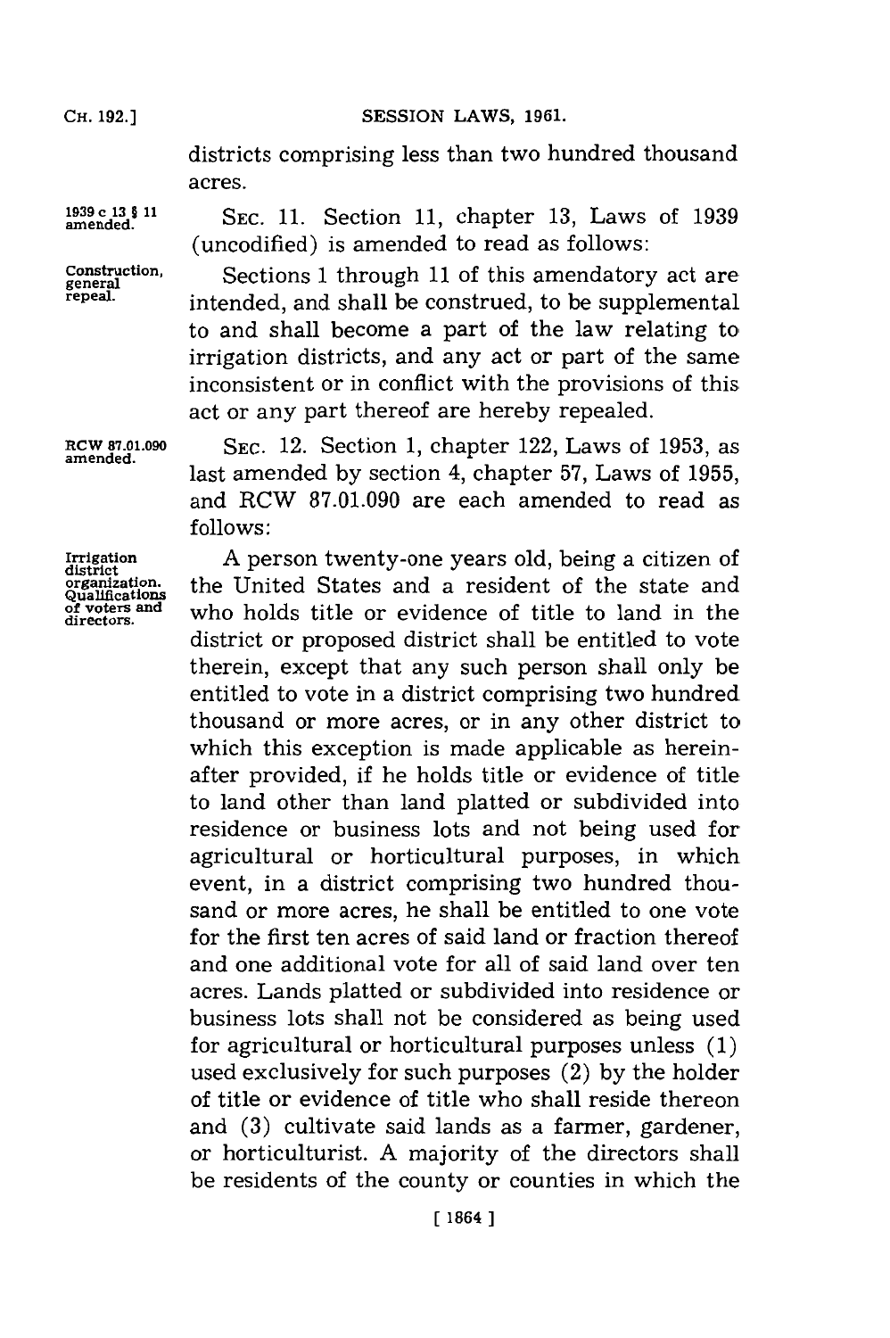districts comprising less than two hundred thousand acres.

1939 c 13 § 11 amended.

SEC. 11. Section 11, chapter 13, Laws of 1939 (uncodified) is amended to read as follows:

Construction, general repeal.

Sections 1 through 11 of this amendatory act are intended, and shall be construed, to be supplemental to and shall become a part of the law relating to irrigation districts, and any act or part of the same inconsistent or in conflict with the provisions of this act or any part thereof are hereby repealed.

RCW 87.01.090 amended.

SEC. 12. Section 1, chapter 122, Laws of 1953, as last amended by section 4, chapter 57, Laws of 1955, and RCW 87.01.090 are each amended to read as follows:

Irrigation district organization. Qualifications of voters and directors.

A person twenty-one years old, being a citizen of the United States and a resident of the state and who holds title or evidence of title to land in the district or proposed district shall be entitled to vote therein, except that any such person shall only be entitled to vote in a district comprising two hundred thousand or more acres, or in any other district to which this exception is made applicable as hereinafter provided, if he holds title or evidence of title to land other than land platted or subdivided into residence or business lots and not being used for agricultural or horticultural purposes, in which event, in a district comprising two hundred thousand or more acres, he shall be entitled to one vote for the first ten acres of said land or fraction thereof and one additional vote for all of said land over ten acres. Lands platted or subdivided into residence or business lots shall not be considered as being used for agricultural or horticultural purposes unless (1) used exclusively for such purposes (2) by the holder of title or evidence of title who shall reside thereon and (3) cultivate said lands as a farmer, gardener, or horticulturist. A majority of the directors shall be residents of the county or counties in which the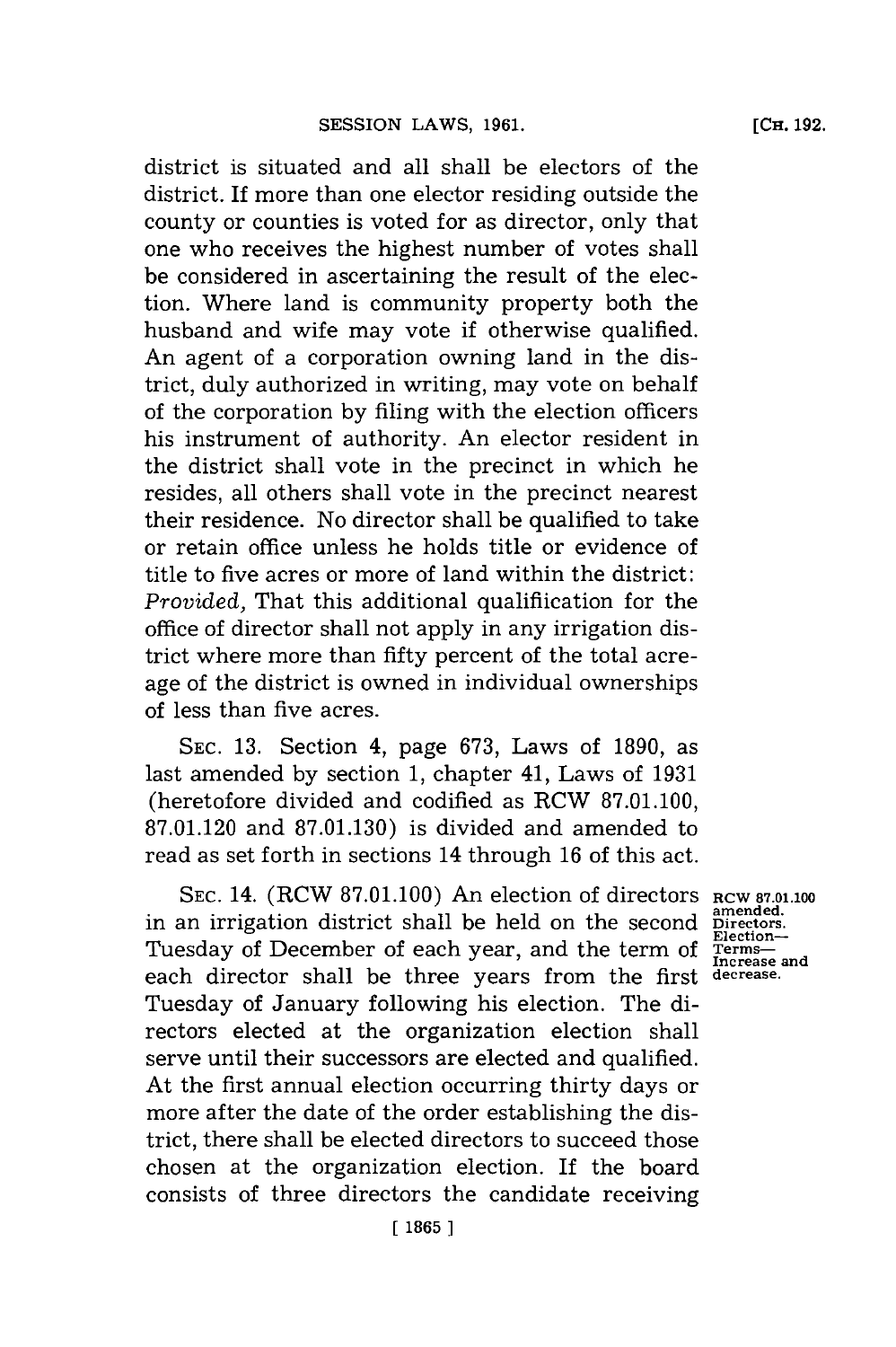district is situated and all shall be electors of the district. If more than one elector residing outside the county or counties is voted for as director, only that one who receives the highest number of votes shall be considered in ascertaining the result of the election. Where land is community property both the husband and wife may vote if otherwise qualified. An agent of a corporation owning land in the district, duly authorized in writing, may vote on behalf of the corporation by filing with the election officers his instrument of authority. An elector resident in the district shall vote in the precinct in which he resides, all others shall vote in the precinct nearest their residence. No director shall be qualified to take or retain office unless he holds title or evidence of title to five acres or more of land within the district: *Provided,* That this additional qualifiication for the office of director shall not apply in any irrigation district where more than fifty percent of the total acreage of the district is owned in individual ownerships of less than five acres.

SEC. 13. Section 4, page 673, Laws of 1890, as last amended by section 1, chapter 41, Laws of 1931 (heretofore divided and codified as RCW 87.01.100, 87.01.120 and 87.01.130) is divided and amended to read as set forth in sections 14 through 16 of this act.

RCW 87.01.100 amended. Directors. Election—Terms—Increase and decrease.

SEC. 14. (RCW 87.01.100) An election of directors in an irrigation district shall be held on the second Tuesday of December of each year, and the term of each director shall be three years from the first Tuesday of January following his election. The directors elected at the organization election shall serve until their successors are elected and qualified. At the first annual election occurring thirty days or more after the date of the order establishing the district, there shall be elected directors to succeed those chosen at the organization election. If the board consists of three directors the candidate receiving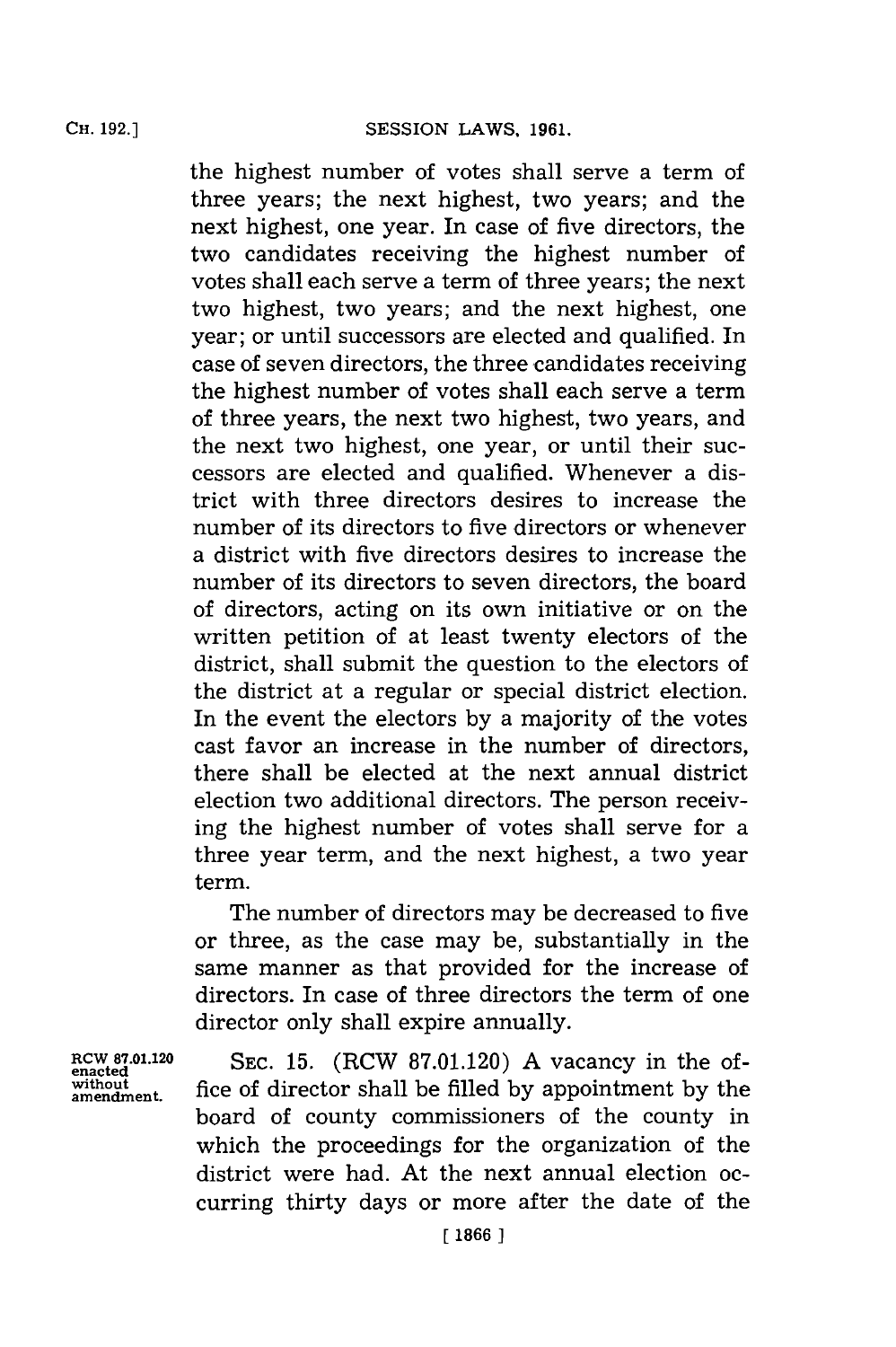the highest number of votes shall serve a term of three years; the next highest, two years; and the next highest, one year. In case of five directors, the two candidates receiving the highest number of votes shall each serve a term of three years; the next two highest, two years; and the next highest, one year; or until successors are elected and qualified. In case of seven directors, the three candidates receiving the highest number of votes shall each serve a term of three years, the next two highest, two years, and the next two highest, one year, or until their successors are elected and qualified. Whenever a district with three directors desires to increase the number of its directors to five directors or whenever a district with five directors desires to increase the number of its directors to seven directors, the board of directors, acting on its own initiative or on the written petition of at least twenty electors of the district, shall submit the question to the electors of the district at a regular or special district election. In the event the electors by a majority of the votes cast favor an increase in the number of directors, there shall be elected at the next annual district election two additional directors. The person receiving the highest number of votes shall serve for a three year term, and the next highest, a two year term.

The number of directors may be decreased to five or three, as the case may be, substantially in the same manner as that provided for the increase of directors. In case of three directors the term of one director only shall expire annually.

RCW 87.01.120 enacted without amendment.

SEC. 15. (RCW 87.01.120) A vacancy in the office of director shall be filled by appointment by the board of county commissioners of the county in which the proceedings for the organization of the district were had. At the next annual election occurring thirty days or more after the date of the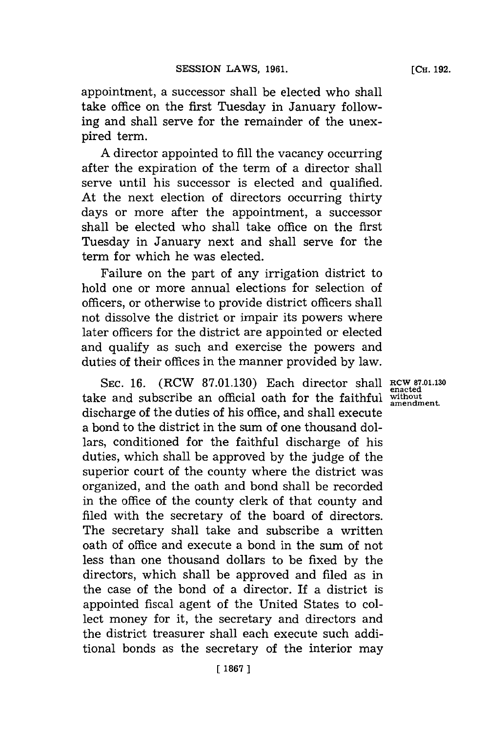appointment, a successor shall be elected who shall take office on the first Tuesday in January following and shall serve for the remainder of the unexpired term.

A director appointed to fill the vacancy occurring after the expiration of the term of a director shall serve until his successor is elected and qualified. At the next election of directors occurring thirty days or more after the appointment, a successor shall be elected who shall take office on the first Tuesday in January next and shall serve for the term for which he was elected.

Failure on the part of any irrigation district to hold one or more annual elections for selection of officers, or otherwise to provide district officers shall not dissolve the district or impair its powers where later officers for the district are appointed or elected and qualify as such and exercise the powers and duties of their offices in the manner provided by law.

RCW 87.01.130 enacted without amendment.

SEC. 16. (RCW 87.01.130) Each director shall take and subscribe an official oath for the faithful discharge of the duties of his office, and shall execute a bond to the district in the sum of one thousand dollars, conditioned for the faithful discharge of his duties, which shall be approved by the judge of the superior court of the county where the district was organized, and the oath and bond shall be recorded in the office of the county clerk of that county and filed with the secretary of the board of directors. The secretary shall take and subscribe a written oath of office and execute a bond in the sum of not less than one thousand dollars to be fixed by the directors, which shall be approved and filed as in the case of the bond of a director. If a district is appointed fiscal agent of the United States to collect money for it, the secretary and directors and the district treasurer shall each execute such additional bonds as the secretary of the interior may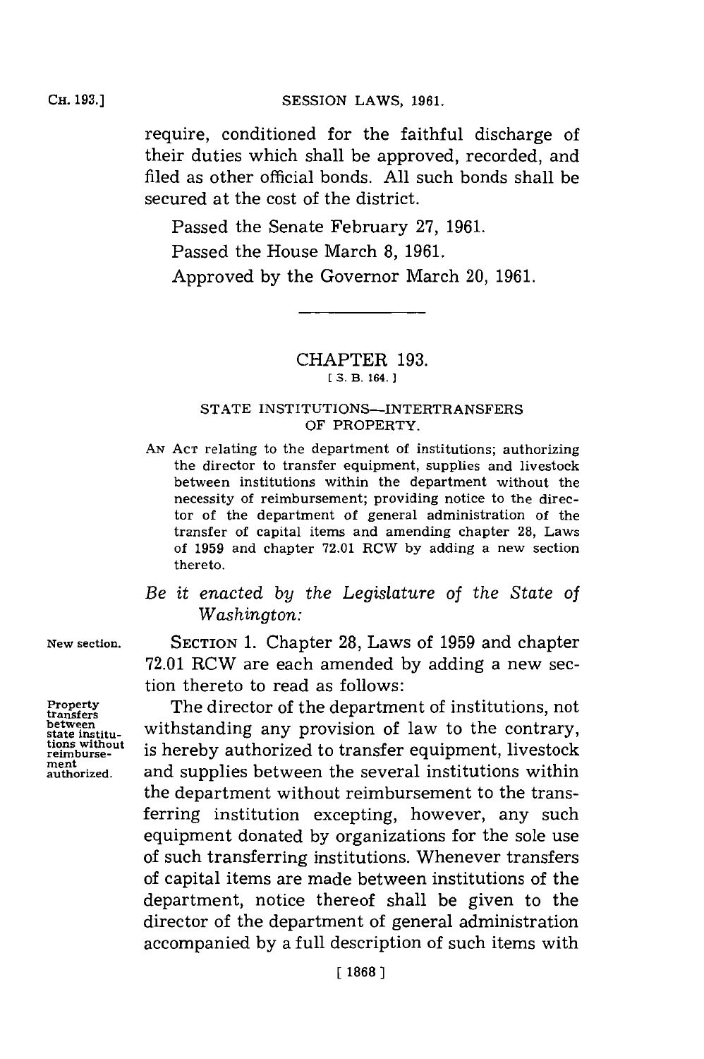require, conditioned for the faithful discharge of their duties which shall be approved, recorded, and filed as other official bonds. All such bonds shall be secured at the cost of the district.

Passed the Senate February 27, 1961.

Passed the House March 8, 1961.

Approved by the Governor March 20, 1961.

---

## CHAPTER 193.

[S. B. 164.]

### STATE INSTITUTIONS—INTERTRANSFERS OF PROPERTY.

AN ACT relating to the department of institutions; authorizing the director to transfer equipment, supplies and livestock between institutions within the department without the necessity of reimbursement; providing notice to the director of the department of general administration of the transfer of capital items and amending chapter 28, Laws of 1959 and chapter 72.01 RCW by adding a new section thereto.

*Be it enacted by the Legislature of the State of Washington:*

New section.

SECTION 1. Chapter 28, Laws of 1959 and chapter 72.01 RCW are each amended by adding a new section thereto to read as follows:

Property transfers between state institutions without reimbursement authorized.

The director of the department of institutions, not withstanding any provision of law to the contrary, is hereby authorized to transfer equipment, livestock and supplies between the several institutions within the department without reimbursement to the transferring institution excepting, however, any such equipment donated by organizations for the sole use of such transferring institutions. Whenever transfers of capital items are made between institutions of the department, notice thereof shall be given to the director of the department of general administration accompanied by a full description of such items with